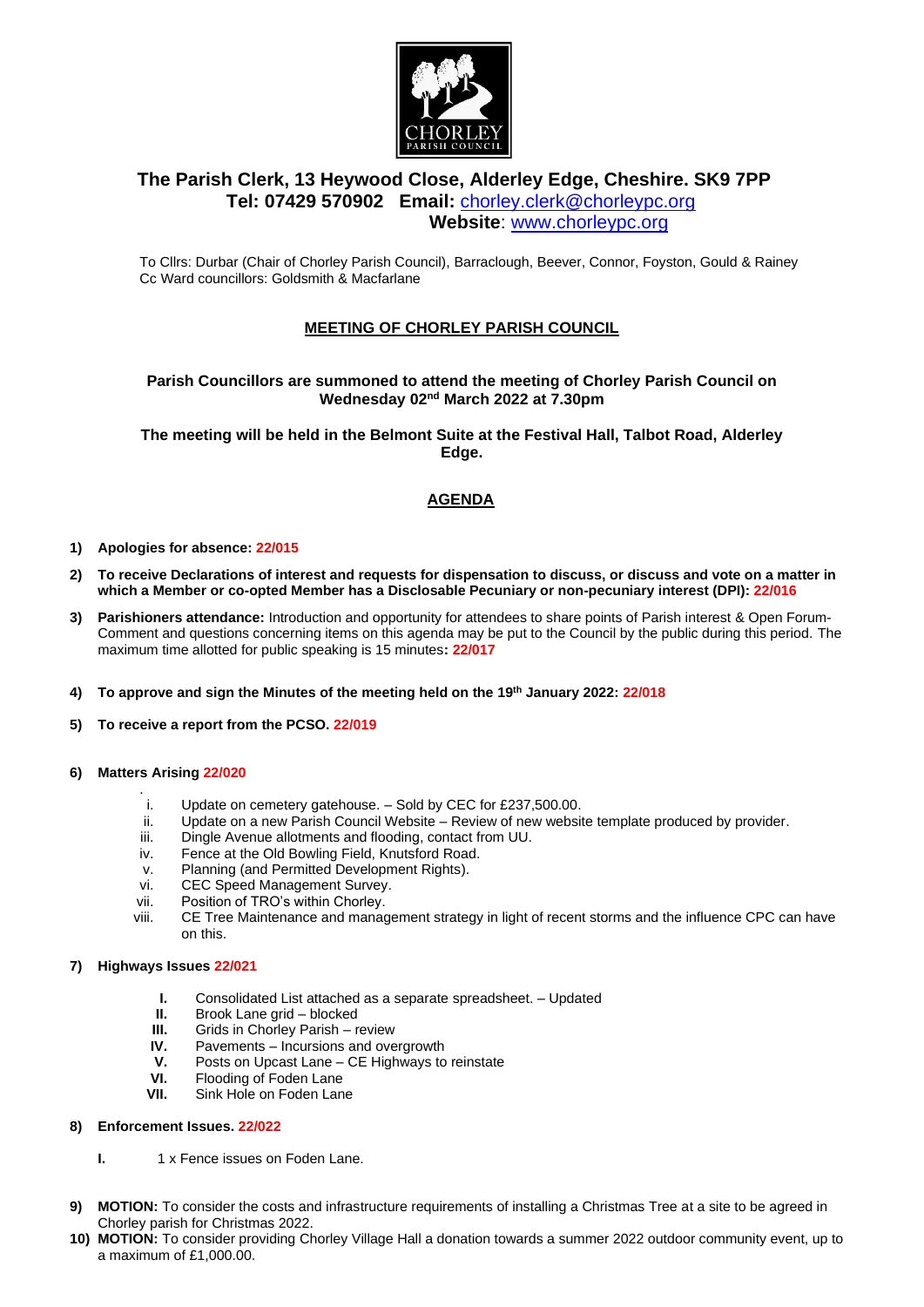CHORLEY
PARISH COUNCIL

## The Parish Clerk, 13 Heywood Close, Alderley Edge, Cheshire. SK9 7PP

**Tel: 07429 570902 Email:** chorley.clerk@chorleypc.org
**Website**: www.chorleypc.org

To Cllrs: Durbar (Chair of Chorley Parish Council), Barraclough, Beever, Connor, Foyston, Gould & Rainey
Cc Ward councillors: Goldsmith & Macfarlane

## MEETING OF CHORLEY PARISH COUNCIL

**Parish Councillors are summoned to attend the meeting of Chorley Parish Council on Wednesday 02nd March 2022 at 7.30pm**

**The meeting will be held in the Belmont Suite at the Festival Hall, Talbot Road, Alderley Edge.**

## AGENDA

1) **Apologies for absence: 22/015**

2) **To receive Declarations of interest and requests for dispensation to discuss, or discuss and vote on a matter in which a Member or co-opted Member has a Disclosable Pecuniary or non-pecuniary interest (DPI): 22/016**

3) **Parishioners attendance:** Introduction and opportunity for attendees to share points of Parish interest & Open Forum- Comment and questions concerning items on this agenda may be put to the Council by the public during this period. The maximum time allotted for public speaking is 15 minutes**: 22/017**

4) **To approve and sign the Minutes of the meeting held on the 19th January 2022: 22/018**

5) **To receive a report from the PCSO. 22/019**

6) **Matters Arising 22/020**

   i. Update on cemetery gatehouse. – Sold by CEC for £237,500.00.
   ii. Update on a new Parish Council Website – Review of new website template produced by provider.
   iii. Dingle Avenue allotments and flooding, contact from UU.
   iv. Fence at the Old Bowling Field, Knutsford Road.
   v. Planning (and Permitted Development Rights).
   vi. CEC Speed Management Survey.
   vii. Position of TRO's within Chorley.
   viii. CE Tree Maintenance and management strategy in light of recent storms and the influence CPC can have on this.

7) **Highways Issues 22/021**

   **I.** Consolidated List attached as a separate spreadsheet. – Updated
   **II.** Brook Lane grid – blocked
   **III.** Grids in Chorley Parish – review
   **IV.** Pavements – Incursions and overgrowth
   **V.** Posts on Upcast Lane – CE Highways to reinstate
   **VI.** Flooding of Foden Lane
   **VII.** Sink Hole on Foden Lane

8) **Enforcement Issues. 22/022**

   **I.** 1 x Fence issues on Foden Lane.

9) **MOTION:** To consider the costs and infrastructure requirements of installing a Christmas Tree at a site to be agreed in Chorley parish for Christmas 2022.

10) **MOTION:** To consider providing Chorley Village Hall a donation towards a summer 2022 outdoor community event, up to a maximum of £1,000.00.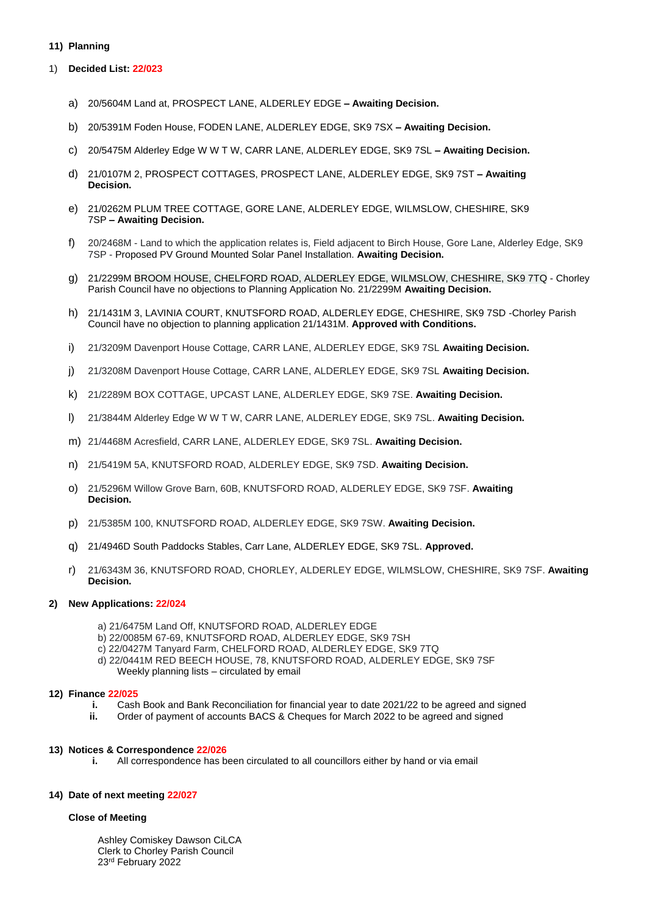**11) Planning**

1) **Decided List: 22/023**

a) 20/5604M Land at, PROSPECT LANE, ALDERLEY EDGE **– Awaiting Decision.**

b) 20/5391M Foden House, FODEN LANE, ALDERLEY EDGE, SK9 7SX **– Awaiting Decision.**

c) 20/5475M Alderley Edge W W T W, CARR LANE, ALDERLEY EDGE, SK9 7SL **– Awaiting Decision.**

d) 21/0107M 2, PROSPECT COTTAGES, PROSPECT LANE, ALDERLEY EDGE, SK9 7ST **– Awaiting Decision.**

e) 21/0262M PLUM TREE COTTAGE, GORE LANE, ALDERLEY EDGE, WILMSLOW, CHESHIRE, SK9 7SP **– Awaiting Decision.**

f) 20/2468M - Land to which the application relates is, Field adjacent to Birch House, Gore Lane, Alderley Edge, SK9 7SP - Proposed PV Ground Mounted Solar Panel Installation. **Awaiting Decision.**

g) 21/2299M BROOM HOUSE, CHELFORD ROAD, ALDERLEY EDGE, WILMSLOW, CHESHIRE, SK9 7TQ - Chorley Parish Council have no objections to Planning Application No. 21/2299M **Awaiting Decision.**

h) 21/1431M 3, LAVINIA COURT, KNUTSFORD ROAD, ALDERLEY EDGE, CHESHIRE, SK9 7SD -Chorley Parish Council have no objection to planning application 21/1431M. **Approved with Conditions.**

i) 21/3209M Davenport House Cottage, CARR LANE, ALDERLEY EDGE, SK9 7SL **Awaiting Decision.**

j) 21/3208M Davenport House Cottage, CARR LANE, ALDERLEY EDGE, SK9 7SL **Awaiting Decision.**

k) 21/2289M BOX COTTAGE, UPCAST LANE, ALDERLEY EDGE, SK9 7SE. **Awaiting Decision.**

l) 21/3844M Alderley Edge W W T W, CARR LANE, ALDERLEY EDGE, SK9 7SL. **Awaiting Decision.**

m) 21/4468M Acresfield, CARR LANE, ALDERLEY EDGE, SK9 7SL. **Awaiting Decision.**

n) 21/5419M 5A, KNUTSFORD ROAD, ALDERLEY EDGE, SK9 7SD. **Awaiting Decision.**

o) 21/5296M Willow Grove Barn, 60B, KNUTSFORD ROAD, ALDERLEY EDGE, SK9 7SF. **Awaiting Decision.**

p) 21/5385M 100, KNUTSFORD ROAD, ALDERLEY EDGE, SK9 7SW. **Awaiting Decision.**

q) 21/4946D South Paddocks Stables, Carr Lane, ALDERLEY EDGE, SK9 7SL. **Approved.**

r) 21/6343M 36, KNUTSFORD ROAD, CHORLEY, ALDERLEY EDGE, WILMSLOW, CHESHIRE, SK9 7SF. **Awaiting Decision.**

2) **New Applications: 22/024**

a) 21/6475M Land Off, KNUTSFORD ROAD, ALDERLEY EDGE
b) 22/0085M 67-69, KNUTSFORD ROAD, ALDERLEY EDGE, SK9 7SH
c) 22/0427M Tanyard Farm, CHELFORD ROAD, ALDERLEY EDGE, SK9 7TQ
d) 22/0441M RED BEECH HOUSE, 78, KNUTSFORD ROAD, ALDERLEY EDGE, SK9 7SF
Weekly planning lists – circulated by email

**12) Finance 22/025**

**i.** Cash Book and Bank Reconciliation for financial year to date 2021/22 to be agreed and signed
**ii.** Order of payment of accounts BACS & Cheques for March 2022 to be agreed and signed

**13) Notices & Correspondence 22/026**

**i.** All correspondence has been circulated to all councillors either by hand or via email

**14) Date of next meeting 22/027**

**Close of Meeting**

Ashley Comiskey Dawson CiLCA
Clerk to Chorley Parish Council
23rd February 2022